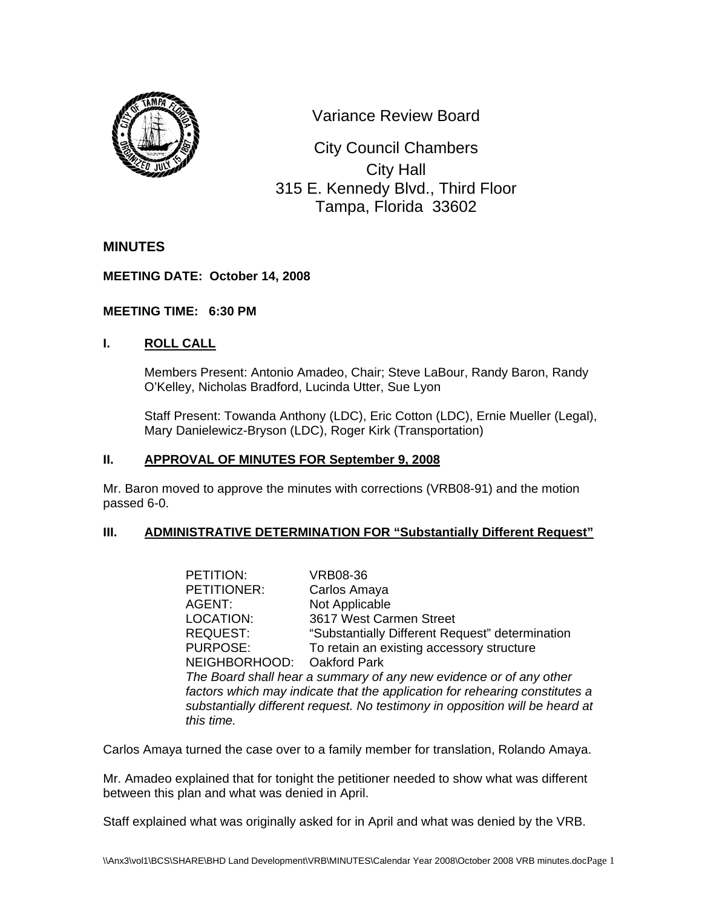Variance Review Board

City Council Chambers
City Hall
315 E. Kennedy Blvd., Third Floor
Tampa, Florida 33602

## MINUTES

**MEETING DATE: October 14, 2008**

**MEETING TIME: 6:30 PM**

### I. ROLL CALL

Members Present: Antonio Amadeo, Chair; Steve LaBour, Randy Baron, Randy O'Kelley, Nicholas Bradford, Lucinda Utter, Sue Lyon

Staff Present: Towanda Anthony (LDC), Eric Cotton (LDC), Ernie Mueller (Legal), Mary Danielewicz-Bryson (LDC), Roger Kirk (Transportation)

### II. APPROVAL OF MINUTES FOR September 9, 2008

Mr. Baron moved to approve the minutes with corrections (VRB08-91) and the motion passed 6-0.

### III. ADMINISTRATIVE DETERMINATION FOR "Substantially Different Request"

PETITION: VRB08-36
PETITIONER: Carlos Amaya
AGENT: Not Applicable
LOCATION: 3617 West Carmen Street
REQUEST: "Substantially Different Request" determination
PURPOSE: To retain an existing accessory structure
NEIGHBORHOOD: Oakford Park

*The Board shall hear a summary of any new evidence or of any other factors which may indicate that the application for rehearing constitutes a substantially different request. No testimony in opposition will be heard at this time.*

Carlos Amaya turned the case over to a family member for translation, Rolando Amaya.

Mr. Amadeo explained that for tonight the petitioner needed to show what was different between this plan and what was denied in April.

Staff explained what was originally asked for in April and what was denied by the VRB.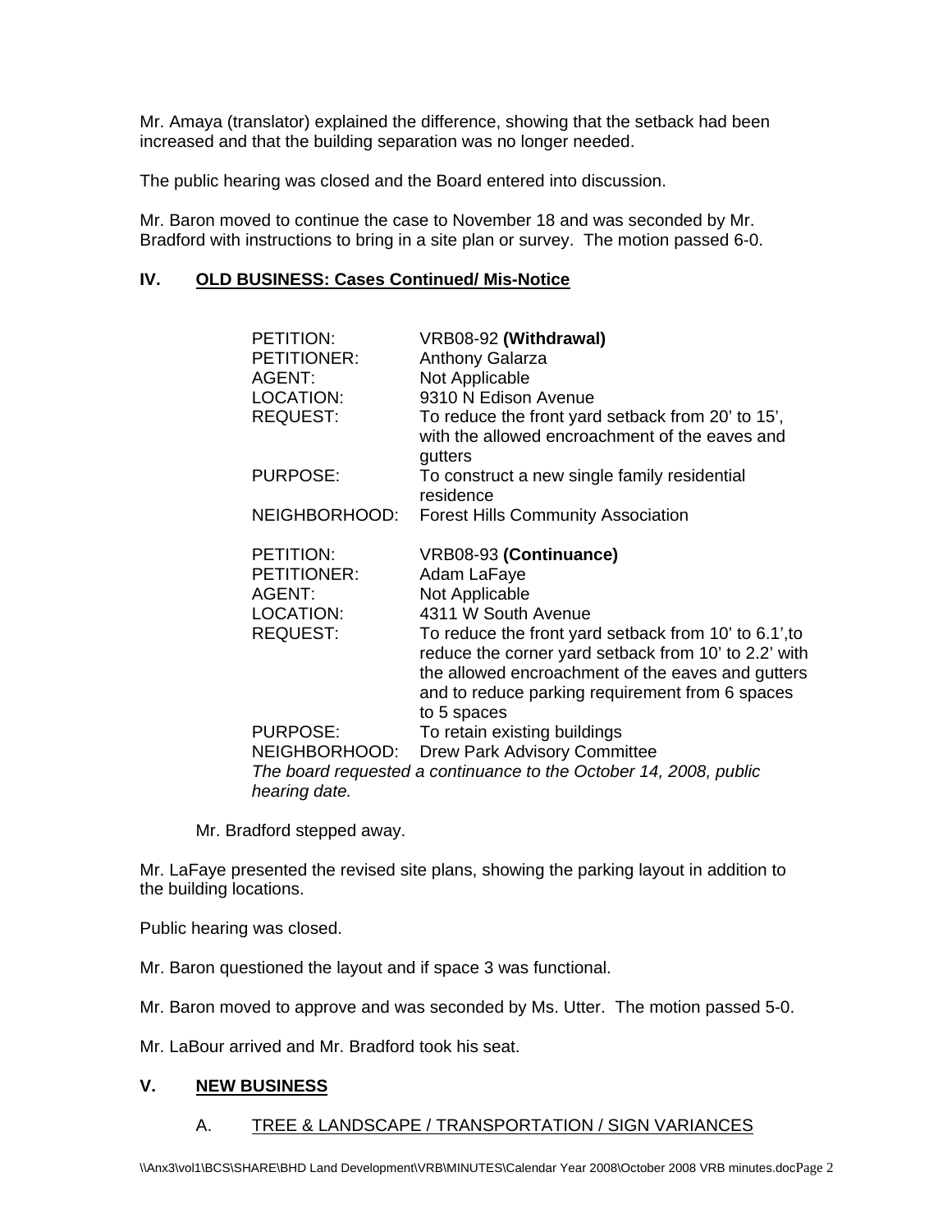Mr. Amaya (translator) explained the difference, showing that the setback had been increased and that the building separation was no longer needed.

The public hearing was closed and the Board entered into discussion.

Mr. Baron moved to continue the case to November 18 and was seconded by Mr. Bradford with instructions to bring in a site plan or survey. The motion passed 6-0.

## IV. OLD BUSINESS: Cases Continued/ Mis-Notice

| | |
|---|---|
| PETITION: | VRB08-92 **(Withdrawal)** |
| PETITIONER: | Anthony Galarza |
| AGENT: | Not Applicable |
| LOCATION: | 9310 N Edison Avenue |
| REQUEST: | To reduce the front yard setback from 20' to 15', with the allowed encroachment of the eaves and gutters |
| PURPOSE: | To construct a new single family residential residence |
| NEIGHBORHOOD: | Forest Hills Community Association |

| | |
|---|---|
| PETITION: | VRB08-93 **(Continuance)** |
| PETITIONER: | Adam LaFaye |
| AGENT: | Not Applicable |
| LOCATION: | 4311 W South Avenue |
| REQUEST: | To reduce the front yard setback from 10' to 6.1',to reduce the corner yard setback from 10' to 2.2' with the allowed encroachment of the eaves and gutters and to reduce parking requirement from 6 spaces to 5 spaces |
| PURPOSE: | To retain existing buildings |
| NEIGHBORHOOD: | Drew Park Advisory Committee |

*The board requested a continuance to the October 14, 2008, public hearing date.*

Mr. Bradford stepped away.

Mr. LaFaye presented the revised site plans, showing the parking layout in addition to the building locations.

Public hearing was closed.

Mr. Baron questioned the layout and if space 3 was functional.

Mr. Baron moved to approve and was seconded by Ms. Utter. The motion passed 5-0.

Mr. LaBour arrived and Mr. Bradford took his seat.

## V. NEW BUSINESS

### A. TREE & LANDSCAPE / TRANSPORTATION / SIGN VARIANCES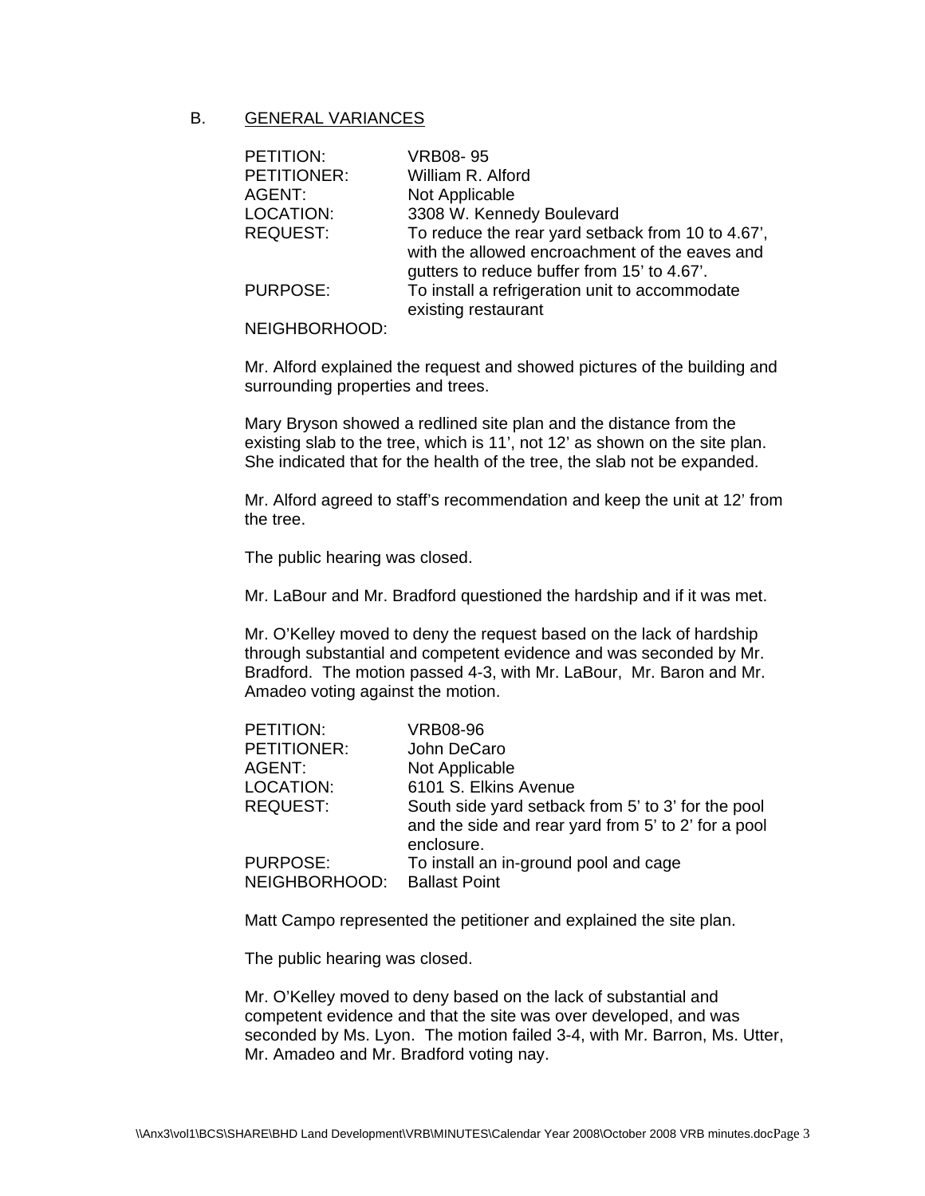## B. GENERAL VARIANCES

PETITION: VRB08- 95
PETITIONER: William R. Alford
AGENT: Not Applicable
LOCATION: 3308 W. Kennedy Boulevard
REQUEST: To reduce the rear yard setback from 10 to 4.67', with the allowed encroachment of the eaves and gutters to reduce buffer from 15' to 4.67'.
PURPOSE: To install a refrigeration unit to accommodate existing restaurant
NEIGHBORHOOD:

Mr. Alford explained the request and showed pictures of the building and surrounding properties and trees.

Mary Bryson showed a redlined site plan and the distance from the existing slab to the tree, which is 11', not 12' as shown on the site plan. She indicated that for the health of the tree, the slab not be expanded.

Mr. Alford agreed to staff's recommendation and keep the unit at 12' from the tree.

The public hearing was closed.

Mr. LaBour and Mr. Bradford questioned the hardship and if it was met.

Mr. O'Kelley moved to deny the request based on the lack of hardship through substantial and competent evidence and was seconded by Mr. Bradford. The motion passed 4-3, with Mr. LaBour, Mr. Baron and Mr. Amadeo voting against the motion.

PETITION: VRB08-96
PETITIONER: John DeCaro
AGENT: Not Applicable
LOCATION: 6101 S. Elkins Avenue
REQUEST: South side yard setback from 5' to 3' for the pool and the side and rear yard from 5' to 2' for a pool enclosure.
PURPOSE: To install an in-ground pool and cage
NEIGHBORHOOD: Ballast Point

Matt Campo represented the petitioner and explained the site plan.

The public hearing was closed.

Mr. O'Kelley moved to deny based on the lack of substantial and competent evidence and that the site was over developed, and was seconded by Ms. Lyon. The motion failed 3-4, with Mr. Barron, Ms. Utter, Mr. Amadeo and Mr. Bradford voting nay.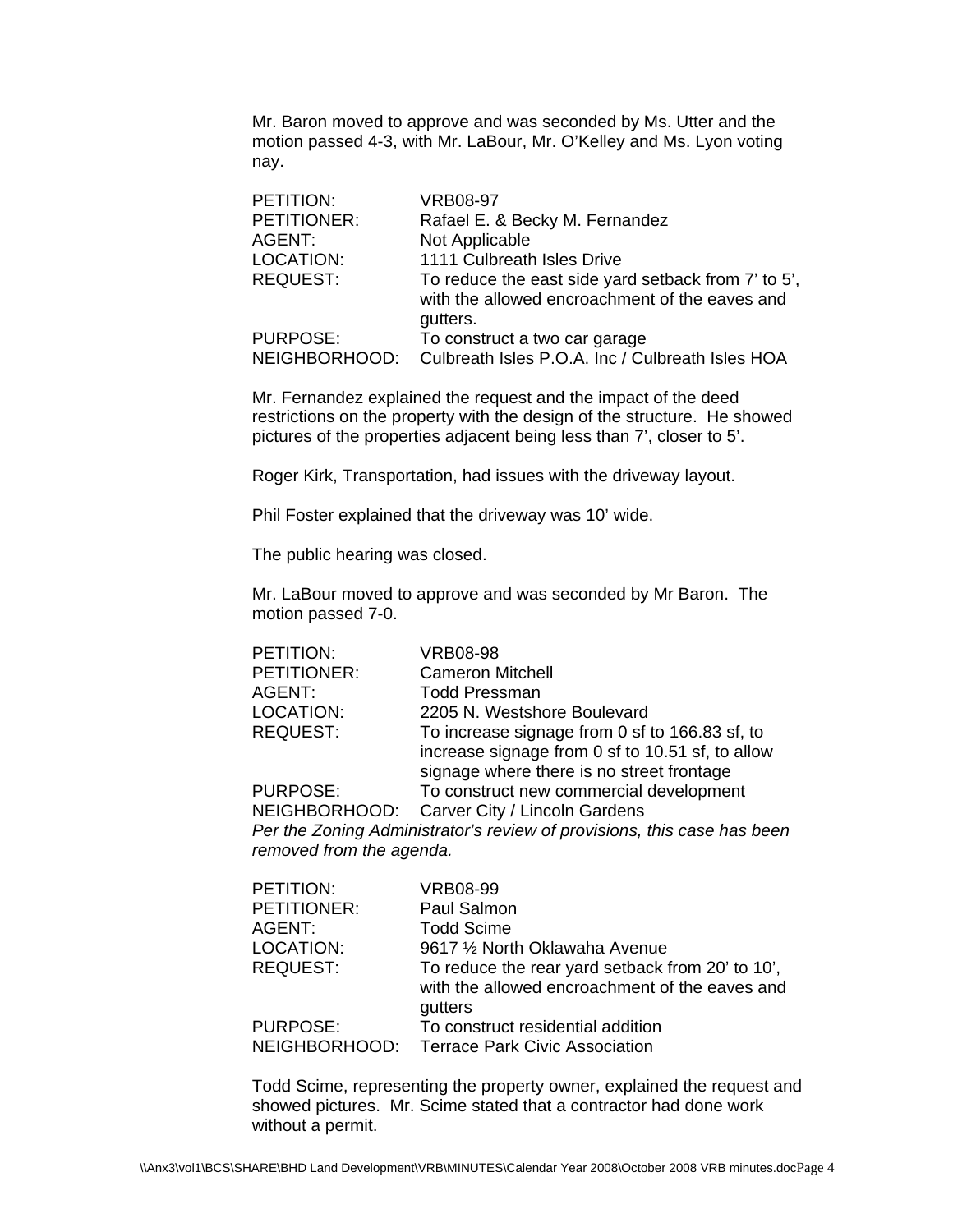Mr. Baron moved to approve and was seconded by Ms. Utter and the motion passed 4-3, with Mr. LaBour, Mr. O'Kelley and Ms. Lyon voting nay.

| | |
|---|---|
| PETITION: | VRB08-97 |
| PETITIONER: | Rafael E. & Becky M. Fernandez |
| AGENT: | Not Applicable |
| LOCATION: | 1111 Culbreath Isles Drive |
| REQUEST: | To reduce the east side yard setback from 7' to 5', with the allowed encroachment of the eaves and gutters. |
| PURPOSE: | To construct a two car garage |
| NEIGHBORHOOD: | Culbreath Isles P.O.A. Inc / Culbreath Isles HOA |

Mr. Fernandez explained the request and the impact of the deed restrictions on the property with the design of the structure. He showed pictures of the properties adjacent being less than 7', closer to 5'.

Roger Kirk, Transportation, had issues with the driveway layout.

Phil Foster explained that the driveway was 10' wide.

The public hearing was closed.

Mr. LaBour moved to approve and was seconded by Mr Baron. The motion passed 7-0.

| | |
|---|---|
| PETITION: | VRB08-98 |
| PETITIONER: | Cameron Mitchell |
| AGENT: | Todd Pressman |
| LOCATION: | 2205 N. Westshore Boulevard |
| REQUEST: | To increase signage from 0 sf to 166.83 sf, to increase signage from 0 sf to 10.51 sf, to allow signage where there is no street frontage |
| PURPOSE: | To construct new commercial development |
| NEIGHBORHOOD: | Carver City / Lincoln Gardens |

*Per the Zoning Administrator's review of provisions, this case has been removed from the agenda.*

| | |
|---|---|
| PETITION: | VRB08-99 |
| PETITIONER: | Paul Salmon |
| AGENT: | Todd Scime |
| LOCATION: | 9617 ½ North Oklawaha Avenue |
| REQUEST: | To reduce the rear yard setback from 20' to 10', with the allowed encroachment of the eaves and gutters |
| PURPOSE: | To construct residential addition |
| NEIGHBORHOOD: | Terrace Park Civic Association |

Todd Scime, representing the property owner, explained the request and showed pictures. Mr. Scime stated that a contractor had done work without a permit.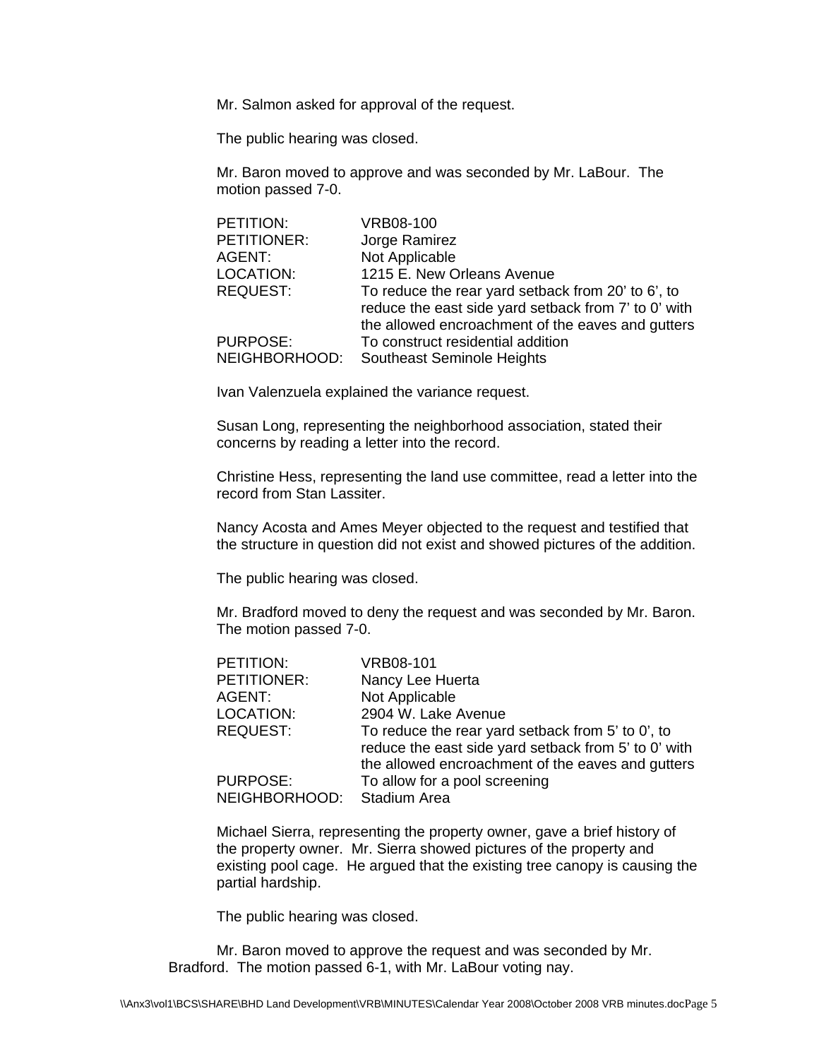Mr. Salmon asked for approval of the request.

The public hearing was closed.

Mr. Baron moved to approve and was seconded by Mr. LaBour. The motion passed 7-0.

| | |
|---|---|
| PETITION: | VRB08-100 |
| PETITIONER: | Jorge Ramirez |
| AGENT: | Not Applicable |
| LOCATION: | 1215 E. New Orleans Avenue |
| REQUEST: | To reduce the rear yard setback from 20' to 6', to reduce the east side yard setback from 7' to 0' with the allowed encroachment of the eaves and gutters |
| PURPOSE: | To construct residential addition |
| NEIGHBORHOOD: | Southeast Seminole Heights |

Ivan Valenzuela explained the variance request.

Susan Long, representing the neighborhood association, stated their concerns by reading a letter into the record.

Christine Hess, representing the land use committee, read a letter into the record from Stan Lassiter.

Nancy Acosta and Ames Meyer objected to the request and testified that the structure in question did not exist and showed pictures of the addition.

The public hearing was closed.

Mr. Bradford moved to deny the request and was seconded by Mr. Baron. The motion passed 7-0.

| | |
|---|---|
| PETITION: | VRB08-101 |
| PETITIONER: | Nancy Lee Huerta |
| AGENT: | Not Applicable |
| LOCATION: | 2904 W. Lake Avenue |
| REQUEST: | To reduce the rear yard setback from 5' to 0', to reduce the east side yard setback from 5' to 0' with the allowed encroachment of the eaves and gutters |
| PURPOSE: | To allow for a pool screening |
| NEIGHBORHOOD: | Stadium Area |

Michael Sierra, representing the property owner, gave a brief history of the property owner. Mr. Sierra showed pictures of the property and existing pool cage. He argued that the existing tree canopy is causing the partial hardship.

The public hearing was closed.

Mr. Baron moved to approve the request and was seconded by Mr. Bradford. The motion passed 6-1, with Mr. LaBour voting nay.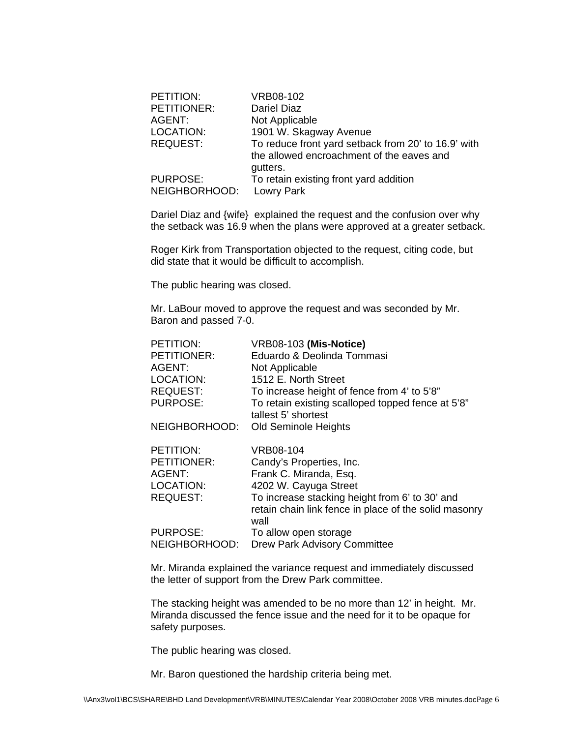| | |
|---|---|
| PETITION: | VRB08-102 |
| PETITIONER: | Dariel Diaz |
| AGENT: | Not Applicable |
| LOCATION: | 1901 W. Skagway Avenue |
| REQUEST: | To reduce front yard setback from 20' to 16.9' with the allowed encroachment of the eaves and gutters. |
| PURPOSE: | To retain existing front yard addition |
| NEIGHBORHOOD: | Lowry Park |

Dariel Diaz and {wife} explained the request and the confusion over why the setback was 16.9 when the plans were approved at a greater setback.

Roger Kirk from Transportation objected to the request, citing code, but did state that it would be difficult to accomplish.

The public hearing was closed.

Mr. LaBour moved to approve the request and was seconded by Mr. Baron and passed 7-0.

| | |
|---|---|
| PETITION: | VRB08-103 **(Mis-Notice)** |
| PETITIONER: | Eduardo & Deolinda Tommasi |
| AGENT: | Not Applicable |
| LOCATION: | 1512 E. North Street |
| REQUEST: | To increase height of fence from 4' to 5'8" |
| PURPOSE: | To retain existing scalloped topped fence at 5'8" tallest 5' shortest |
| NEIGHBORHOOD: | Old Seminole Heights |

| | |
|---|---|
| PETITION: | VRB08-104 |
| PETITIONER: | Candy's Properties, Inc. |
| AGENT: | Frank C. Miranda, Esq. |
| LOCATION: | 4202 W. Cayuga Street |
| REQUEST: | To increase stacking height from 6' to 30' and retain chain link fence in place of the solid masonry wall |
| PURPOSE: | To allow open storage |
| NEIGHBORHOOD: | Drew Park Advisory Committee |

Mr. Miranda explained the variance request and immediately discussed the letter of support from the Drew Park committee.

The stacking height was amended to be no more than 12' in height. Mr. Miranda discussed the fence issue and the need for it to be opaque for safety purposes.

The public hearing was closed.

Mr. Baron questioned the hardship criteria being met.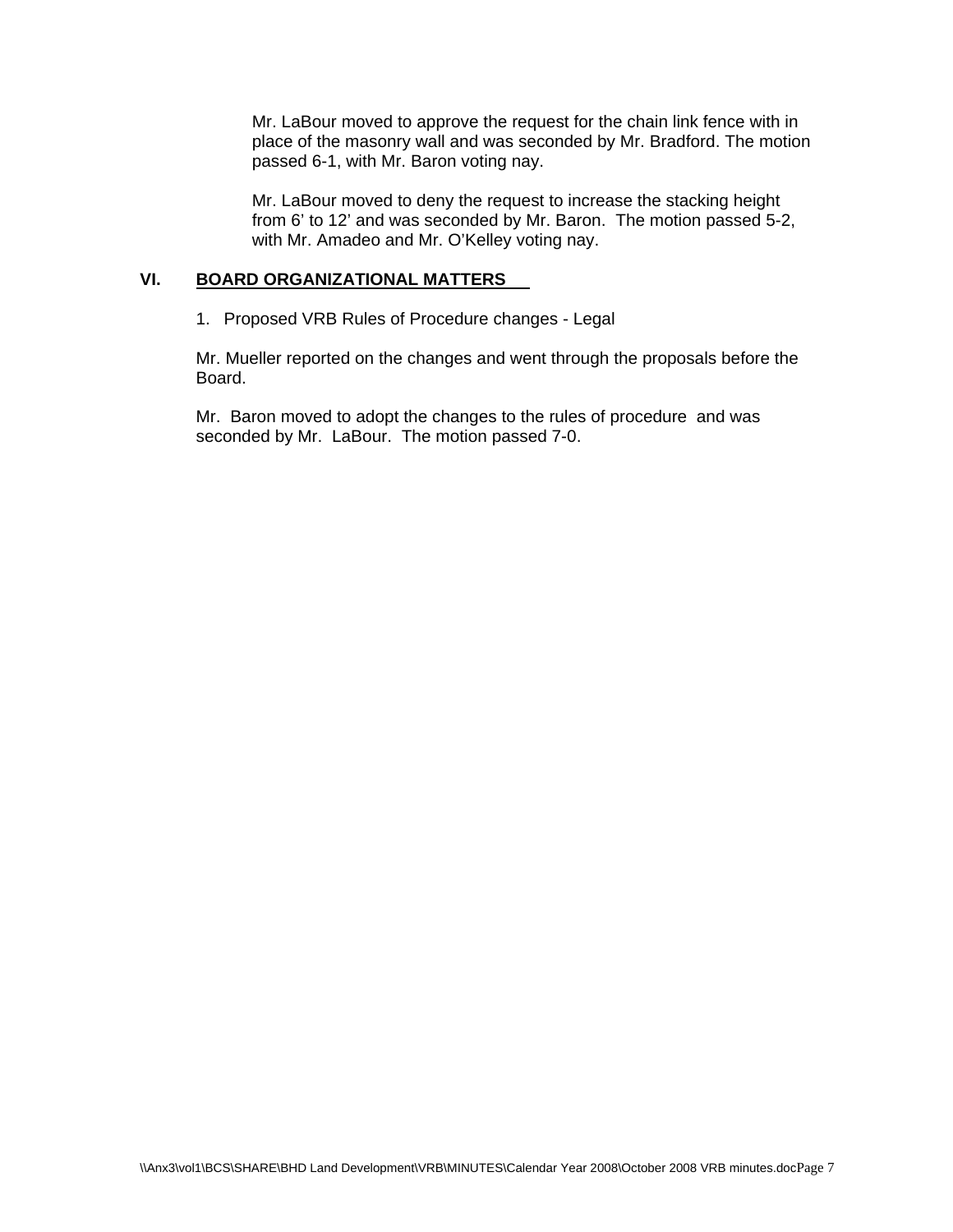Mr. LaBour moved to approve the request for the chain link fence with in place of the masonry wall and was seconded by Mr. Bradford. The motion passed 6-1, with Mr. Baron voting nay.

Mr. LaBour moved to deny the request to increase the stacking height from 6' to 12' and was seconded by Mr. Baron. The motion passed 5-2, with Mr. Amadeo and Mr. O'Kelley voting nay.

## VI. BOARD ORGANIZATIONAL MATTERS

1. Proposed VRB Rules of Procedure changes - Legal

Mr. Mueller reported on the changes and went through the proposals before the Board.

Mr. Baron moved to adopt the changes to the rules of procedure and was seconded by Mr. LaBour. The motion passed 7-0.